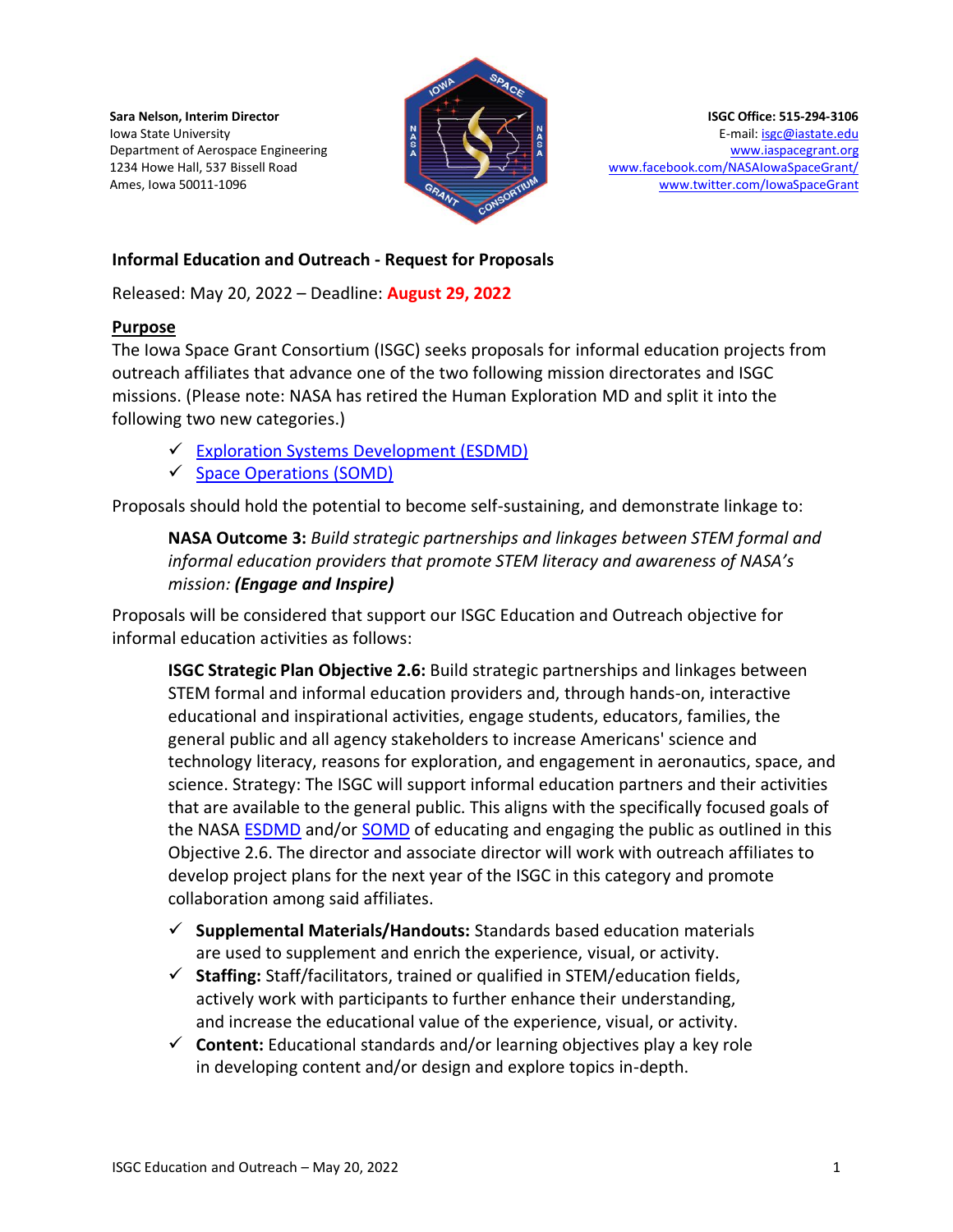**Sara Nelson, Interim Director**
Iowa State University
Department of Aerospace Engineering
1234 Howe Hall, 537 Bissell Road
Ames, Iowa 50011-1096

**ISGC Office: 515-294-3106**
E-mail: isgc@iastate.edu
www.iaspacegrant.org
www.facebook.com/NASAIowaSpaceGrant/
www.twitter.com/IowaSpaceGrant

## Informal Education and Outreach - Request for Proposals

Released: May 20, 2022 – Deadline: **August 29, 2022**

### Purpose

The Iowa Space Grant Consortium (ISGC) seeks proposals for informal education projects from outreach affiliates that advance one of the two following mission directorates and ISGC missions. (Please note: NASA has retired the Human Exploration MD and split it into the following two new categories.)

- ✓ Exploration Systems Development (ESDMD)
- ✓ Space Operations (SOMD)

Proposals should hold the potential to become self-sustaining, and demonstrate linkage to:

> **NASA Outcome 3:** *Build strategic partnerships and linkages between STEM formal and informal education providers that promote STEM literacy and awareness of NASA's mission: **(Engage and Inspire)***

Proposals will be considered that support our ISGC Education and Outreach objective for informal education activities as follows:

> **ISGC Strategic Plan Objective 2.6:** Build strategic partnerships and linkages between STEM formal and informal education providers and, through hands-on, interactive educational and inspirational activities, engage students, educators, families, the general public and all agency stakeholders to increase Americans' science and technology literacy, reasons for exploration, and engagement in aeronautics, space, and science. Strategy: The ISGC will support informal education partners and their activities that are available to the general public. This aligns with the specifically focused goals of the NASA ESDMD and/or SOMD of educating and engaging the public as outlined in this Objective 2.6. The director and associate director will work with outreach affiliates to develop project plans for the next year of the ISGC in this category and promote collaboration among said affiliates.

- ✓ **Supplemental Materials/Handouts:** Standards based education materials are used to supplement and enrich the experience, visual, or activity.
- ✓ **Staffing:** Staff/facilitators, trained or qualified in STEM/education fields, actively work with participants to further enhance their understanding, and increase the educational value of the experience, visual, or activity.
- ✓ **Content:** Educational standards and/or learning objectives play a key role in developing content and/or design and explore topics in-depth.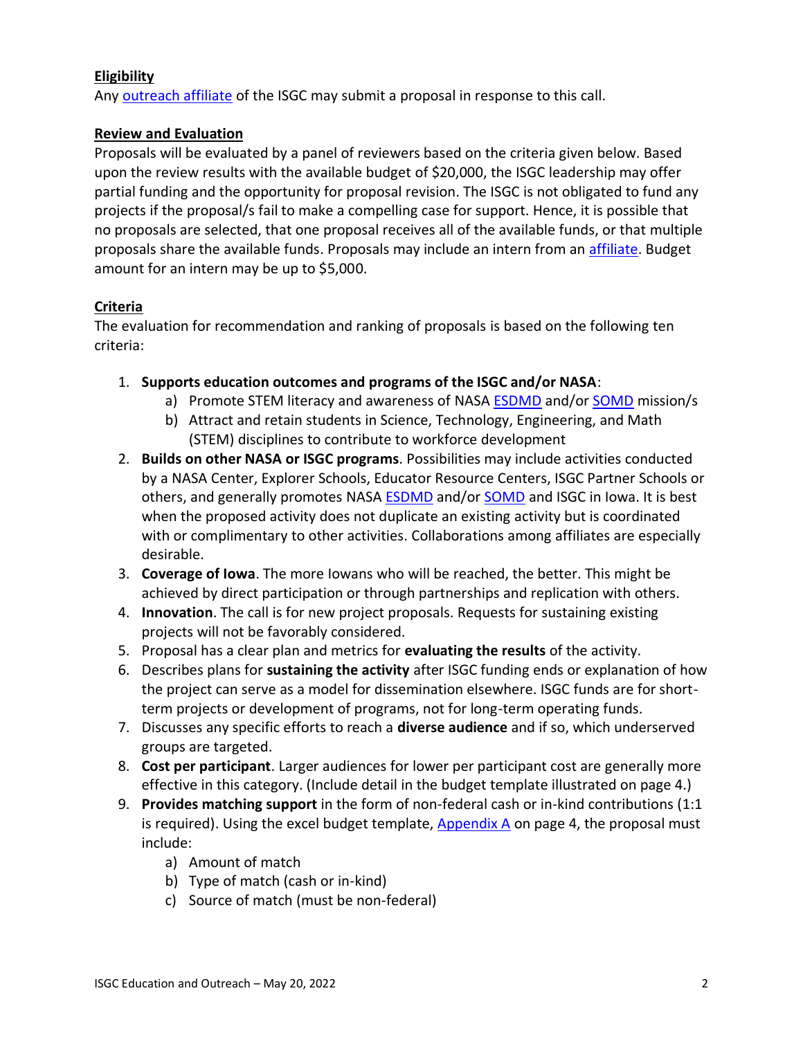**Eligibility**

Any outreach affiliate of the ISGC may submit a proposal in response to this call.

**Review and Evaluation**

Proposals will be evaluated by a panel of reviewers based on the criteria given below. Based upon the review results with the available budget of $20,000, the ISGC leadership may offer partial funding and the opportunity for proposal revision. The ISGC is not obligated to fund any projects if the proposal/s fail to make a compelling case for support. Hence, it is possible that no proposals are selected, that one proposal receives all of the available funds, or that multiple proposals share the available funds. Proposals may include an intern from an affiliate. Budget amount for an intern may be up to $5,000.

**Criteria**

The evaluation for recommendation and ranking of proposals is based on the following ten criteria:

1. **Supports education outcomes and programs of the ISGC and/or NASA**:
   a) Promote STEM literacy and awareness of NASA ESDMD and/or SOMD mission/s
   b) Attract and retain students in Science, Technology, Engineering, and Math (STEM) disciplines to contribute to workforce development
2. **Builds on other NASA or ISGC programs**. Possibilities may include activities conducted by a NASA Center, Explorer Schools, Educator Resource Centers, ISGC Partner Schools or others, and generally promotes NASA ESDMD and/or SOMD and ISGC in Iowa. It is best when the proposed activity does not duplicate an existing activity but is coordinated with or complimentary to other activities. Collaborations among affiliates are especially desirable.
3. **Coverage of Iowa**. The more Iowans who will be reached, the better. This might be achieved by direct participation or through partnerships and replication with others.
4. **Innovation**. The call is for new project proposals. Requests for sustaining existing projects will not be favorably considered.
5. Proposal has a clear plan and metrics for **evaluating the results** of the activity.
6. Describes plans for **sustaining the activity** after ISGC funding ends or explanation of how the project can serve as a model for dissemination elsewhere. ISGC funds are for short-term projects or development of programs, not for long-term operating funds.
7. Discusses any specific efforts to reach a **diverse audience** and if so, which underserved groups are targeted.
8. **Cost per participant**. Larger audiences for lower per participant cost are generally more effective in this category. (Include detail in the budget template illustrated on page 4.)
9. **Provides matching support** in the form of non-federal cash or in-kind contributions (1:1 is required). Using the excel budget template, Appendix A on page 4, the proposal must include:
   a) Amount of match
   b) Type of match (cash or in-kind)
   c) Source of match (must be non-federal)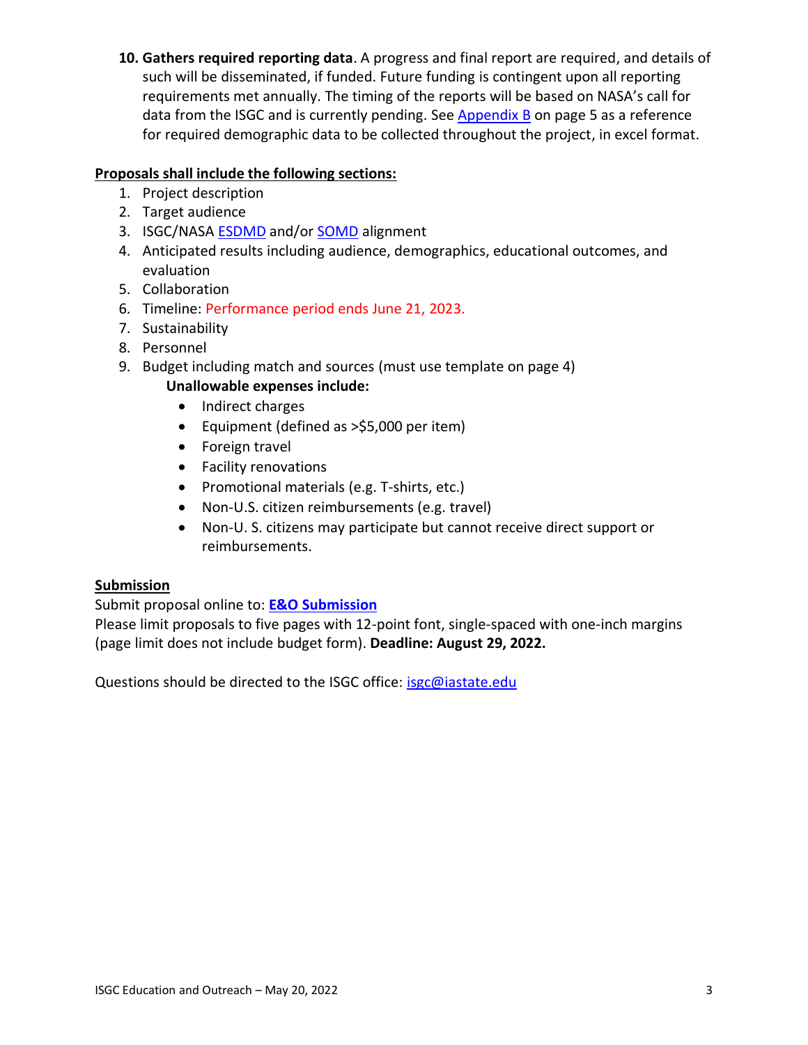10. **Gathers required reporting data**. A progress and final report are required, and details of such will be disseminated, if funded. Future funding is contingent upon all reporting requirements met annually. The timing of the reports will be based on NASA's call for data from the ISGC and is currently pending. See Appendix B on page 5 as a reference for required demographic data to be collected throughout the project, in excel format.

**Proposals shall include the following sections:**

1. Project description
2. Target audience
3. ISGC/NASA ESDMD and/or SOMD alignment
4. Anticipated results including audience, demographics, educational outcomes, and evaluation
5. Collaboration
6. Timeline: Performance period ends June 21, 2023.
7. Sustainability
8. Personnel
9. Budget including match and sources (must use template on page 4)

   **Unallowable expenses include:**

   - Indirect charges
   - Equipment (defined as >$5,000 per item)
   - Foreign travel
   - Facility renovations
   - Promotional materials (e.g. T-shirts, etc.)
   - Non-U.S. citizen reimbursements (e.g. travel)
   - Non-U. S. citizens may participate but cannot receive direct support or reimbursements.

**Submission**

Submit proposal online to: **E&O Submission**

Please limit proposals to five pages with 12-point font, single-spaced with one-inch margins (page limit does not include budget form). **Deadline: August 29, 2022.**

Questions should be directed to the ISGC office: isgc@iastate.edu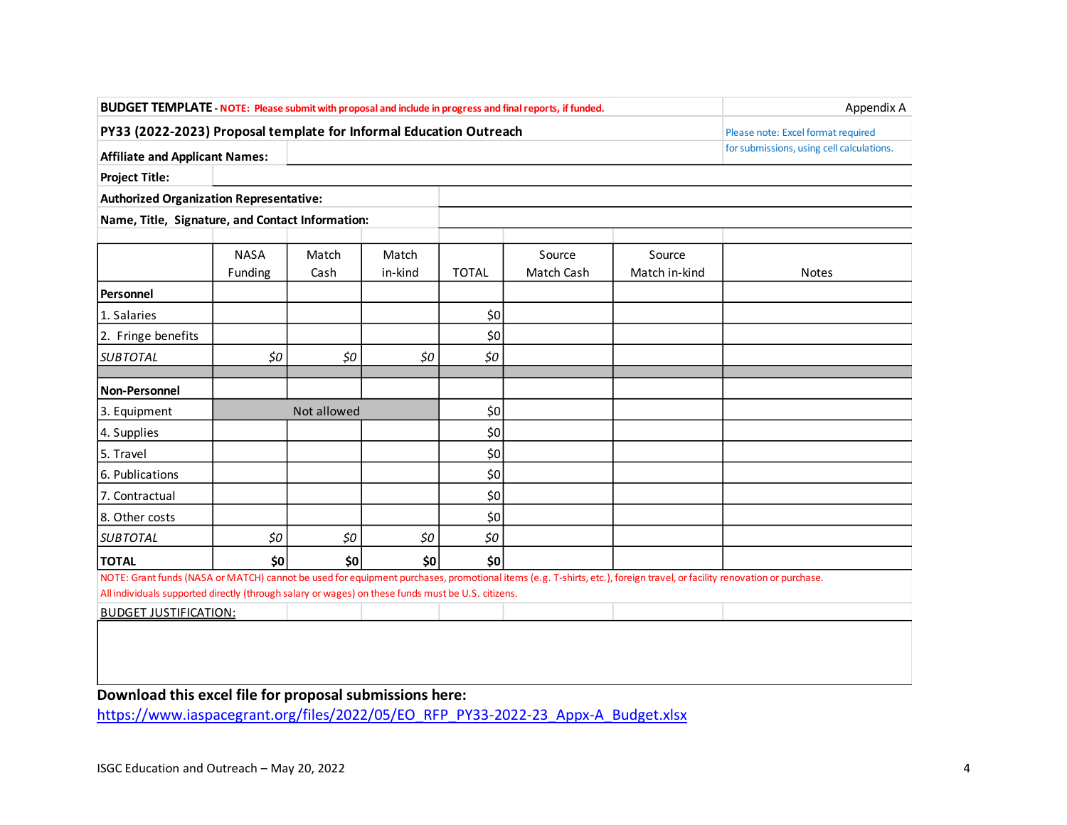**BUDGET TEMPLATE** - **NOTE: Please submit with proposal and include in progress and final reports, if funded.**

Appendix A

**PY33 (2022-2023) Proposal template for Informal Education Outreach**

Please note: Excel format required for submissions, using cell calculations.

**Affiliate and Applicant Names:**

**Project Title:**

**Authorized Organization Representative:**

**Name, Title, Signature, and Contact Information:**

| | NASA Funding | Match Cash | Match in-kind | TOTAL | Source Match Cash | Source Match in-kind | Notes |
|---|---|---|---|---|---|---|---|
| **Personnel** | | | | | | | |
| 1. Salaries | | | | $0 | | | |
| 2. Fringe benefits | | | | $0 | | | |
| *SUBTOTAL* | *$0* | *$0* | *$0* | *$0* | | | |
| | | | | | | | |
| **Non-Personnel** | | | | | | | |
| 3. Equipment | Not allowed | | | $0 | | | |
| 4. Supplies | | | | $0 | | | |
| 5. Travel | | | | $0 | | | |
| 6. Publications | | | | $0 | | | |
| 7. Contractual | | | | $0 | | | |
| 8. Other costs | | | | $0 | | | |
| *SUBTOTAL* | *$0* | *$0* | *$0* | *$0* | | | |
| **TOTAL** | **$0** | **$0** | **$0** | **$0** | | | |

NOTE: Grant funds (NASA or MATCH) cannot be used for equipment purchases, promotional items (e.g. T-shirts, etc.), foreign travel, or facility renovation or purchase.
All individuals supported directly (through salary or wages) on these funds must be U.S. citizens.

BUDGET JUSTIFICATION:

**Download this excel file for proposal submissions here:**
https://www.iaspacegrant.org/files/2022/05/EO_RFP_PY33-2022-23_Appx-A_Budget.xlsx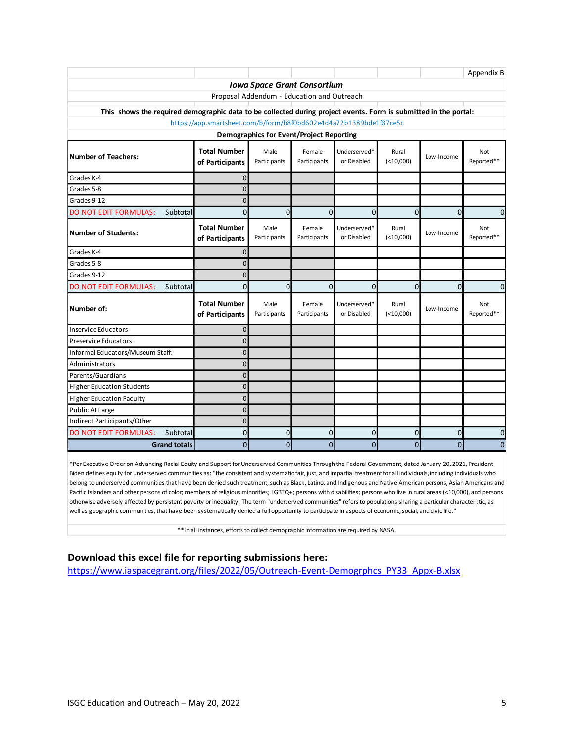Appendix B

***Iowa Space Grant Consortium***

Proposal Addendum - Education and Outreach

**This shows the required demographic data to be collected during project events. Form is submitted in the portal:**

https://app.smartsheet.com/b/form/b8f0bd602e4d4a72b1389bde1f87ce5c

**Demographics for Event/Project Reporting**

| **Number of Teachers:** | **Total Number of Participants** | Male Participants | Female Participants | Underserved* or Disabled | Rural (<10,000) | Low-Income | Not Reported** |
|---|---|---|---|---|---|---|---|
| Grades K-4 | 0 | | | | | | |
| Grades 5-8 | 0 | | | | | | |
| Grades 9-12 | 0 | | | | | | |
| DO NOT EDIT FORMULAS: Subtotal | 0 | 0 | 0 | 0 | 0 | 0 | 0 |
| **Number of Students:** | **Total Number of Participants** | Male Participants | Female Participants | Underserved* or Disabled | Rural (<10,000) | Low-Income | Not Reported** |
| Grades K-4 | 0 | | | | | | |
| Grades 5-8 | 0 | | | | | | |
| Grades 9-12 | 0 | | | | | | |
| DO NOT EDIT FORMULAS: Subtotal | 0 | 0 | 0 | 0 | 0 | 0 | 0 |
| **Number of:** | **Total Number of Participants** | Male Participants | Female Participants | Underserved* or Disabled | Rural (<10,000) | Low-Income | Not Reported** |
| Inservice Educators | 0 | | | | | | |
| Preservice Educators | 0 | | | | | | |
| Informal Educators/Museum Staff: | 0 | | | | | | |
| Administrators | 0 | | | | | | |
| Parents/Guardians | 0 | | | | | | |
| Higher Education Students | 0 | | | | | | |
| Higher Education Faculty | 0 | | | | | | |
| Public At Large | 0 | | | | | | |
| Indirect Participants/Other | 0 | | | | | | |
| DO NOT EDIT FORMULAS: Subtotal | 0 | 0 | 0 | 0 | 0 | 0 | 0 |
| **Grand totals** | 0 | 0 | 0 | 0 | 0 | 0 | 0 |

*Per Executive Order on Advancing Racial Equity and Support for Underserved Communities Through the Federal Government, dated January 20, 2021, President Biden defines equity for underserved communities as: "the consistent and systematic fair, just, and impartial treatment for all individuals, including individuals who belong to underserved communities that have been denied such treatment, such as Black, Latino, and Indigenous and Native American persons, Asian Americans and Pacific Islanders and other persons of color; members of religious minorities; LGBTQ+; persons with disabilities; persons who live in rural areas (<10,000), and persons otherwise adversely affected by persistent poverty or inequality. The term "underserved communities" refers to populations sharing a particular characteristic, as well as geographic communities, that have been systematically denied a full opportunity to participate in aspects of economic, social, and civic life."

**In all instances, efforts to collect demographic information are required by NASA.

## Download this excel file for reporting submissions here:

https://www.iaspacegrant.org/files/2022/05/Outreach-Event-Demogrphcs_PY33_Appx-B.xlsx